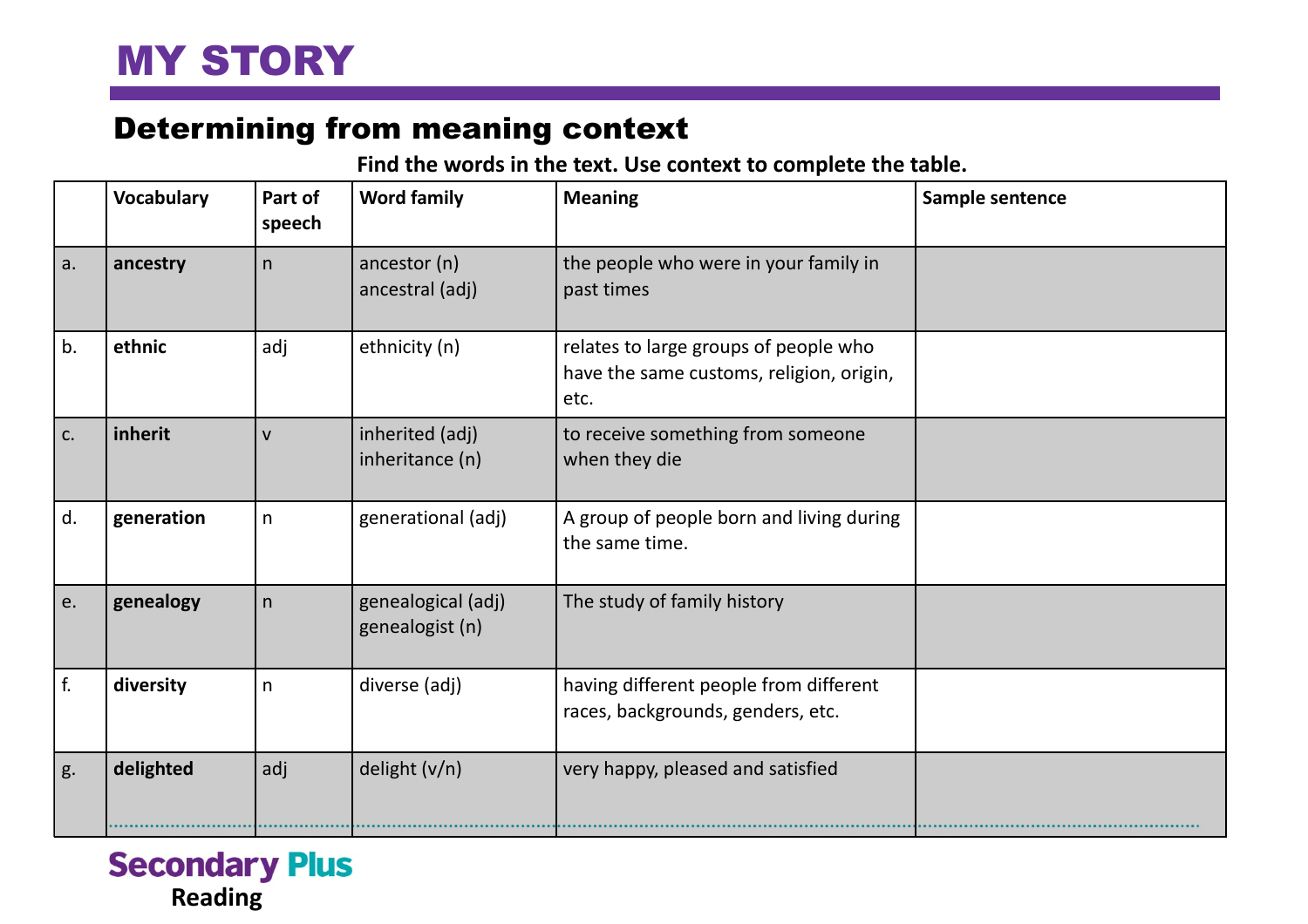# MY STORY

## Determining from meaning context

**Find the words in the text. Use context to complete the table.**

| | Vocabulary | Part of speech | Word family | Meaning | Sample sentence |
|---|---|---|---|---|---|
| a. | **ancestry** | n | ancestor (n)<br>ancestral (adj) | the people who were in your family in past times | |
| b. | **ethnic** | adj | ethnicity (n) | relates to large groups of people who have the same customs, religion, origin, etc. | |
| c. | **inherit** | v | inherited (adj)<br>inheritance (n) | to receive something from someone when they die | |
| d. | **generation** | n | generational (adj) | A group of people born and living during the same time. | |
| e. | **genealogy** | n | genealogical (adj)<br>genealogist (n) | The study of family history | |
| f. | **diversity** | n | diverse (adj) | having different people from different races, backgrounds, genders, etc. | |
| g. | **delighted** | adj | delight (v/n) | very happy, pleased and satisfied | |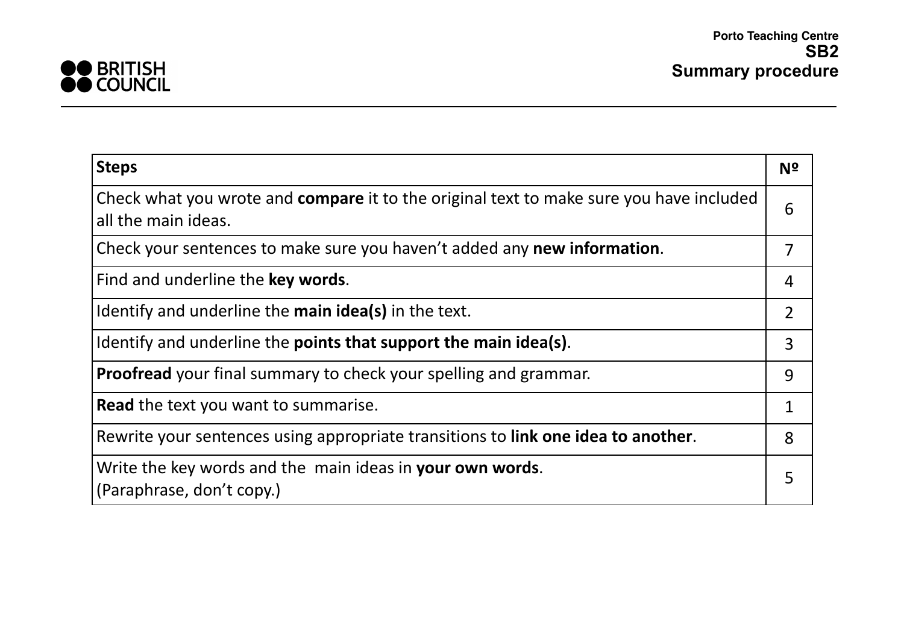| Steps | Nº |
|---|---|
| Check what you wrote and **compare** it to the original text to make sure you have included all the main ideas. | 6 |
| Check your sentences to make sure you haven't added any **new information**. | 7 |
| Find and underline the **key words**. | 4 |
| Identify and underline the **main idea(s)** in the text. | 2 |
| Identify and underline the **points that support the main idea(s)**. | 3 |
| **Proofread** your final summary to check your spelling and grammar. | 9 |
| **Read** the text you want to summarise. | 1 |
| Rewrite your sentences using appropriate transitions to **link one idea to another**. | 8 |
| Write the key words and the main ideas in **your own words**.<br>(Paraphrase, don't copy.) | 5 |